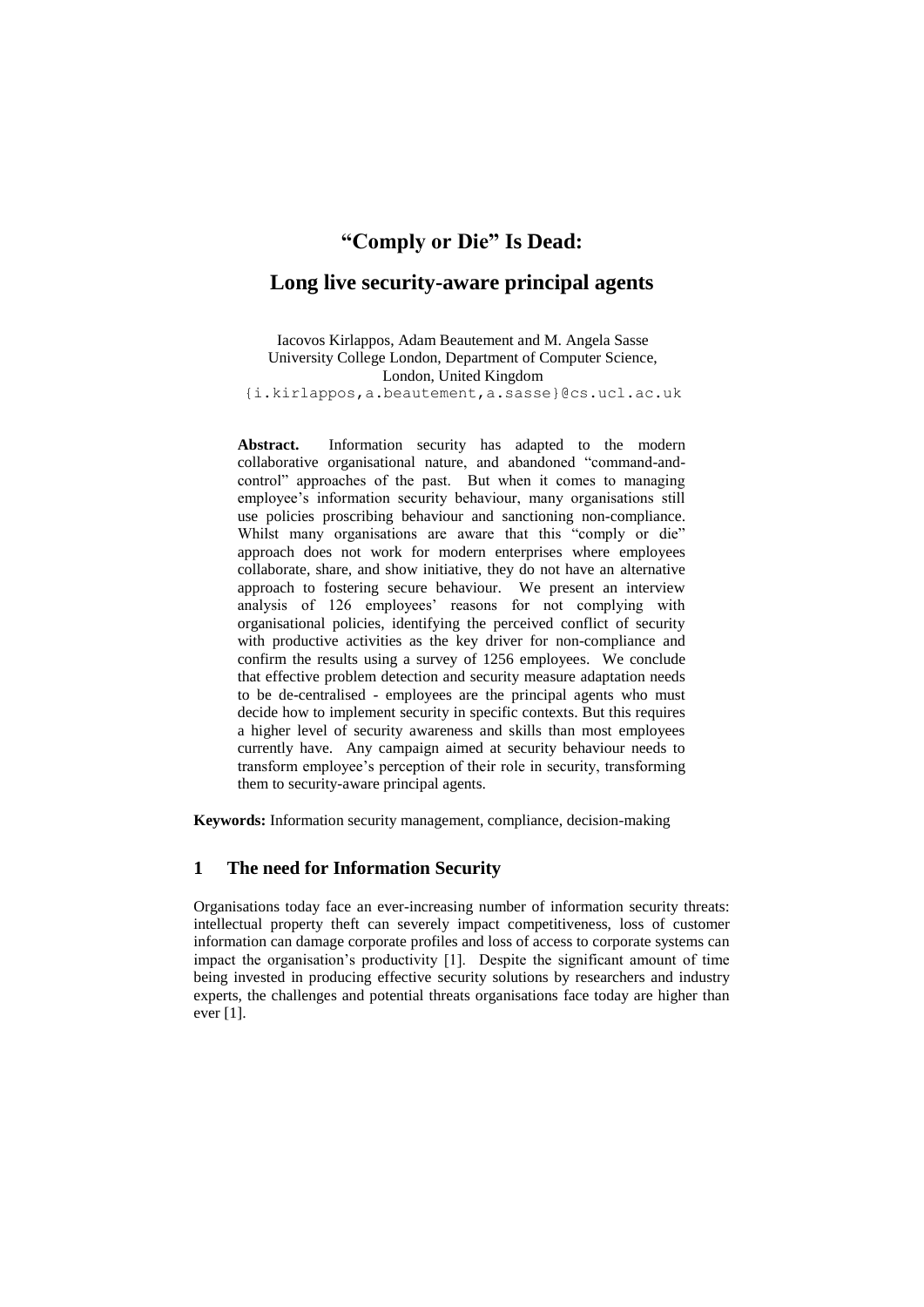# "Comply or Die" Is Dead:

# Long live security-aware principal agents

Iacovos Kirlappos, Adam Beautement and M. Angela Sasse
University College London, Department of Computer Science,
London, United Kingdom
{i.kirlappos,a.beautement,a.sasse}@cs.ucl.ac.uk

**Abstract.** Information security has adapted to the modern collaborative organisational nature, and abandoned "command-and-control" approaches of the past. But when it comes to managing employee's information security behaviour, many organisations still use policies proscribing behaviour and sanctioning non-compliance. Whilst many organisations are aware that this "comply or die" approach does not work for modern enterprises where employees collaborate, share, and show initiative, they do not have an alternative approach to fostering secure behaviour. We present an interview analysis of 126 employees' reasons for not complying with organisational policies, identifying the perceived conflict of security with productive activities as the key driver for non-compliance and confirm the results using a survey of 1256 employees. We conclude that effective problem detection and security measure adaptation needs to be de-centralised - employees are the principal agents who must decide how to implement security in specific contexts. But this requires a higher level of security awareness and skills than most employees currently have. Any campaign aimed at security behaviour needs to transform employee's perception of their role in security, transforming them to security-aware principal agents.

**Keywords:** Information security management, compliance, decision-making

## 1 The need for Information Security

Organisations today face an ever-increasing number of information security threats: intellectual property theft can severely impact competitiveness, loss of customer information can damage corporate profiles and loss of access to corporate systems can impact the organisation's productivity [1]. Despite the significant amount of time being invested in producing effective security solutions by researchers and industry experts, the challenges and potential threats organisations face today are higher than ever [1].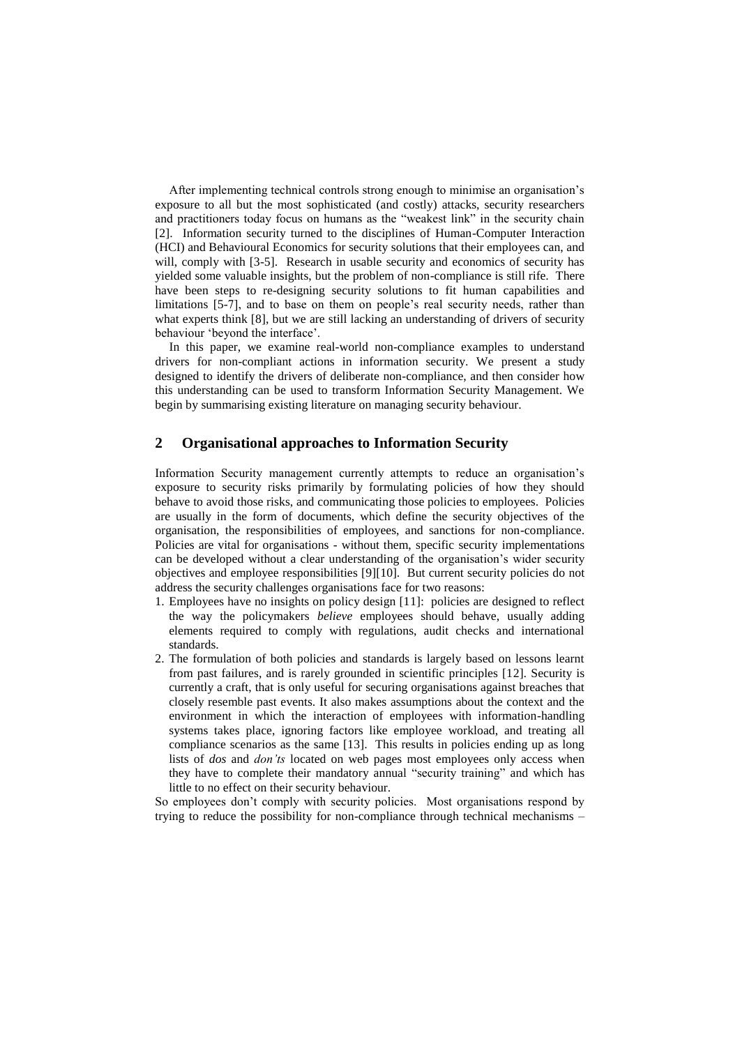After implementing technical controls strong enough to minimise an organisation's exposure to all but the most sophisticated (and costly) attacks, security researchers and practitioners today focus on humans as the "weakest link" in the security chain [2]. Information security turned to the disciplines of Human-Computer Interaction (HCI) and Behavioural Economics for security solutions that their employees can, and will, comply with [3-5]. Research in usable security and economics of security has yielded some valuable insights, but the problem of non-compliance is still rife. There have been steps to re-designing security solutions to fit human capabilities and limitations [5-7], and to base on them on people's real security needs, rather than what experts think [8], but we are still lacking an understanding of drivers of security behaviour 'beyond the interface'.

In this paper, we examine real-world non-compliance examples to understand drivers for non-compliant actions in information security. We present a study designed to identify the drivers of deliberate non-compliance, and then consider how this understanding can be used to transform Information Security Management. We begin by summarising existing literature on managing security behaviour.

## 2 Organisational approaches to Information Security

Information Security management currently attempts to reduce an organisation's exposure to security risks primarily by formulating policies of how they should behave to avoid those risks, and communicating those policies to employees. Policies are usually in the form of documents, which define the security objectives of the organisation, the responsibilities of employees, and sanctions for non-compliance. Policies are vital for organisations - without them, specific security implementations can be developed without a clear understanding of the organisation's wider security objectives and employee responsibilities [9][10]. But current security policies do not address the security challenges organisations face for two reasons:

1. Employees have no insights on policy design [11]: policies are designed to reflect the way the policymakers *believe* employees should behave, usually adding elements required to comply with regulations, audit checks and international standards.
2. The formulation of both policies and standards is largely based on lessons learnt from past failures, and is rarely grounded in scientific principles [12]. Security is currently a craft, that is only useful for securing organisations against breaches that closely resemble past events. It also makes assumptions about the context and the environment in which the interaction of employees with information-handling systems takes place, ignoring factors like employee workload, and treating all compliance scenarios as the same [13]. This results in policies ending up as long lists of *dos* and *don'ts* located on web pages most employees only access when they have to complete their mandatory annual "security training" and which has little to no effect on their security behaviour.

So employees don't comply with security policies. Most organisations respond by trying to reduce the possibility for non-compliance through technical mechanisms –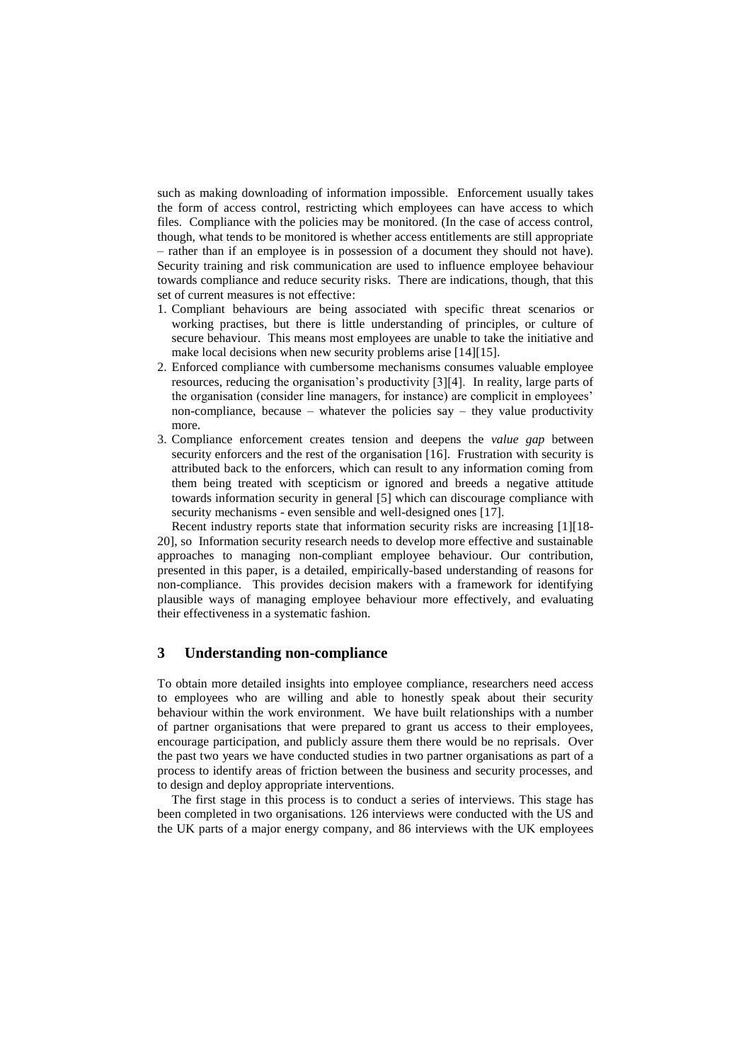such as making downloading of information impossible. Enforcement usually takes the form of access control, restricting which employees can have access to which files. Compliance with the policies may be monitored. (In the case of access control, though, what tends to be monitored is whether access entitlements are still appropriate – rather than if an employee is in possession of a document they should not have). Security training and risk communication are used to influence employee behaviour towards compliance and reduce security risks. There are indications, though, that this set of current measures is not effective:

1. Compliant behaviours are being associated with specific threat scenarios or working practises, but there is little understanding of principles, or culture of secure behaviour. This means most employees are unable to take the initiative and make local decisions when new security problems arise [14][15].
2. Enforced compliance with cumbersome mechanisms consumes valuable employee resources, reducing the organisation's productivity [3][4]. In reality, large parts of the organisation (consider line managers, for instance) are complicit in employees' non-compliance, because – whatever the policies say – they value productivity more.
3. Compliance enforcement creates tension and deepens the *value gap* between security enforcers and the rest of the organisation [16]. Frustration with security is attributed back to the enforcers, which can result to any information coming from them being treated with scepticism or ignored and breeds a negative attitude towards information security in general [5] which can discourage compliance with security mechanisms - even sensible and well-designed ones [17].

Recent industry reports state that information security risks are increasing [1][18-20], so Information security research needs to develop more effective and sustainable approaches to managing non-compliant employee behaviour. Our contribution, presented in this paper, is a detailed, empirically-based understanding of reasons for non-compliance. This provides decision makers with a framework for identifying plausible ways of managing employee behaviour more effectively, and evaluating their effectiveness in a systematic fashion.

## 3 Understanding non-compliance

To obtain more detailed insights into employee compliance, researchers need access to employees who are willing and able to honestly speak about their security behaviour within the work environment. We have built relationships with a number of partner organisations that were prepared to grant us access to their employees, encourage participation, and publicly assure them there would be no reprisals. Over the past two years we have conducted studies in two partner organisations as part of a process to identify areas of friction between the business and security processes, and to design and deploy appropriate interventions.

The first stage in this process is to conduct a series of interviews. This stage has been completed in two organisations. 126 interviews were conducted with the US and the UK parts of a major energy company, and 86 interviews with the UK employees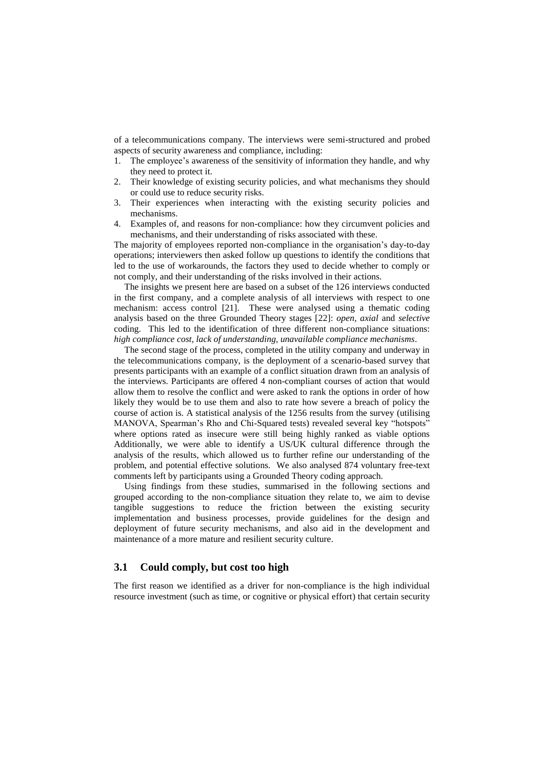of a telecommunications company. The interviews were semi-structured and probed aspects of security awareness and compliance, including:

1. The employee's awareness of the sensitivity of information they handle, and why they need to protect it.
2. Their knowledge of existing security policies, and what mechanisms they should or could use to reduce security risks.
3. Their experiences when interacting with the existing security policies and mechanisms.
4. Examples of, and reasons for non-compliance: how they circumvent policies and mechanisms, and their understanding of risks associated with these.

The majority of employees reported non-compliance in the organisation's day-to-day operations; interviewers then asked follow up questions to identify the conditions that led to the use of workarounds, the factors they used to decide whether to comply or not comply, and their understanding of the risks involved in their actions.

The insights we present here are based on a subset of the 126 interviews conducted in the first company, and a complete analysis of all interviews with respect to one mechanism: access control [21]. These were analysed using a thematic coding analysis based on the three Grounded Theory stages [22]: *open, axial* and *selective* coding. This led to the identification of three different non-compliance situations: *high compliance cost, lack of understanding, unavailable compliance mechanisms*.

The second stage of the process, completed in the utility company and underway in the telecommunications company, is the deployment of a scenario-based survey that presents participants with an example of a conflict situation drawn from an analysis of the interviews. Participants are offered 4 non-compliant courses of action that would allow them to resolve the conflict and were asked to rank the options in order of how likely they would be to use them and also to rate how severe a breach of policy the course of action is. A statistical analysis of the 1256 results from the survey (utilising MANOVA, Spearman's Rho and Chi-Squared tests) revealed several key "hotspots" where options rated as insecure were still being highly ranked as viable options Additionally, we were able to identify a US/UK cultural difference through the analysis of the results, which allowed us to further refine our understanding of the problem, and potential effective solutions. We also analysed 874 voluntary free-text comments left by participants using a Grounded Theory coding approach.

Using findings from these studies, summarised in the following sections and grouped according to the non-compliance situation they relate to, we aim to devise tangible suggestions to reduce the friction between the existing security implementation and business processes, provide guidelines for the design and deployment of future security mechanisms, and also aid in the development and maintenance of a more mature and resilient security culture.

### 3.1 Could comply, but cost too high

The first reason we identified as a driver for non-compliance is the high individual resource investment (such as time, or cognitive or physical effort) that certain security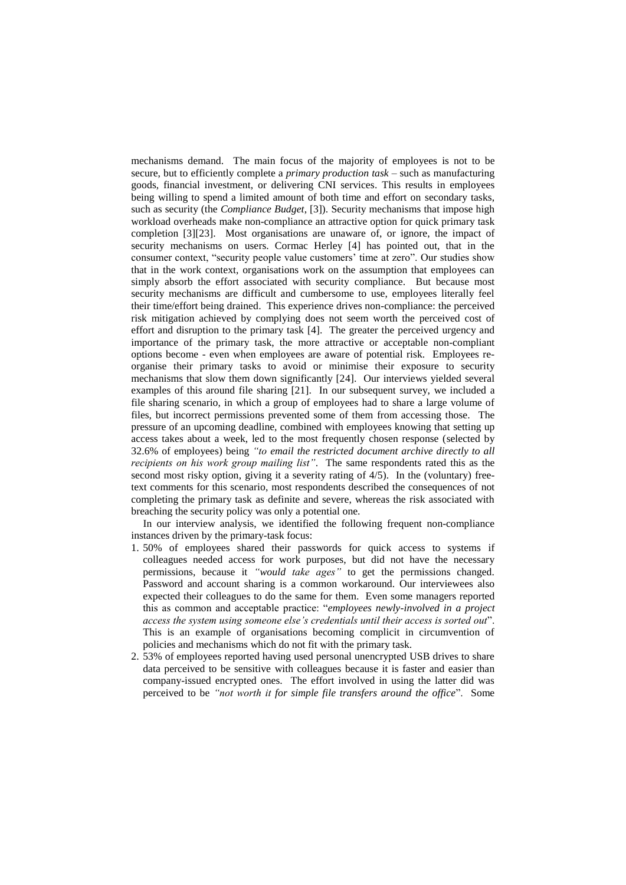mechanisms demand. The main focus of the majority of employees is not to be secure, but to efficiently complete a *primary production task* – such as manufacturing goods, financial investment, or delivering CNI services. This results in employees being willing to spend a limited amount of both time and effort on secondary tasks, such as security (the *Compliance Budget*, [3]). Security mechanisms that impose high workload overheads make non-compliance an attractive option for quick primary task completion [3][23]. Most organisations are unaware of, or ignore, the impact of security mechanisms on users. Cormac Herley [4] has pointed out, that in the consumer context, "security people value customers' time at zero". Our studies show that in the work context, organisations work on the assumption that employees can simply absorb the effort associated with security compliance. But because most security mechanisms are difficult and cumbersome to use, employees literally feel their time/effort being drained. This experience drives non-compliance: the perceived risk mitigation achieved by complying does not seem worth the perceived cost of effort and disruption to the primary task [4]. The greater the perceived urgency and importance of the primary task, the more attractive or acceptable non-compliant options become - even when employees are aware of potential risk. Employees re-organise their primary tasks to avoid or minimise their exposure to security mechanisms that slow them down significantly [24]. Our interviews yielded several examples of this around file sharing [21]. In our subsequent survey, we included a file sharing scenario, in which a group of employees had to share a large volume of files, but incorrect permissions prevented some of them from accessing those. The pressure of an upcoming deadline, combined with employees knowing that setting up access takes about a week, led to the most frequently chosen response (selected by 32.6% of employees) being *"to email the restricted document archive directly to all recipients on his work group mailing list"*. The same respondents rated this as the second most risky option, giving it a severity rating of 4/5). In the (voluntary) free-text comments for this scenario, most respondents described the consequences of not completing the primary task as definite and severe, whereas the risk associated with breaching the security policy was only a potential one.

In our interview analysis, we identified the following frequent non-compliance instances driven by the primary-task focus:

1. 50% of employees shared their passwords for quick access to systems if colleagues needed access for work purposes, but did not have the necessary permissions, because it *"would take ages"* to get the permissions changed. Password and account sharing is a common workaround. Our interviewees also expected their colleagues to do the same for them. Even some managers reported this as common and acceptable practice: "*employees newly-involved in a project access the system using someone else's credentials until their access is sorted out*". This is an example of organisations becoming complicit in circumvention of policies and mechanisms which do not fit with the primary task.
2. 53% of employees reported having used personal unencrypted USB drives to share data perceived to be sensitive with colleagues because it is faster and easier than company-issued encrypted ones. The effort involved in using the latter did was perceived to be *"not worth it for simple file transfers around the office"*. Some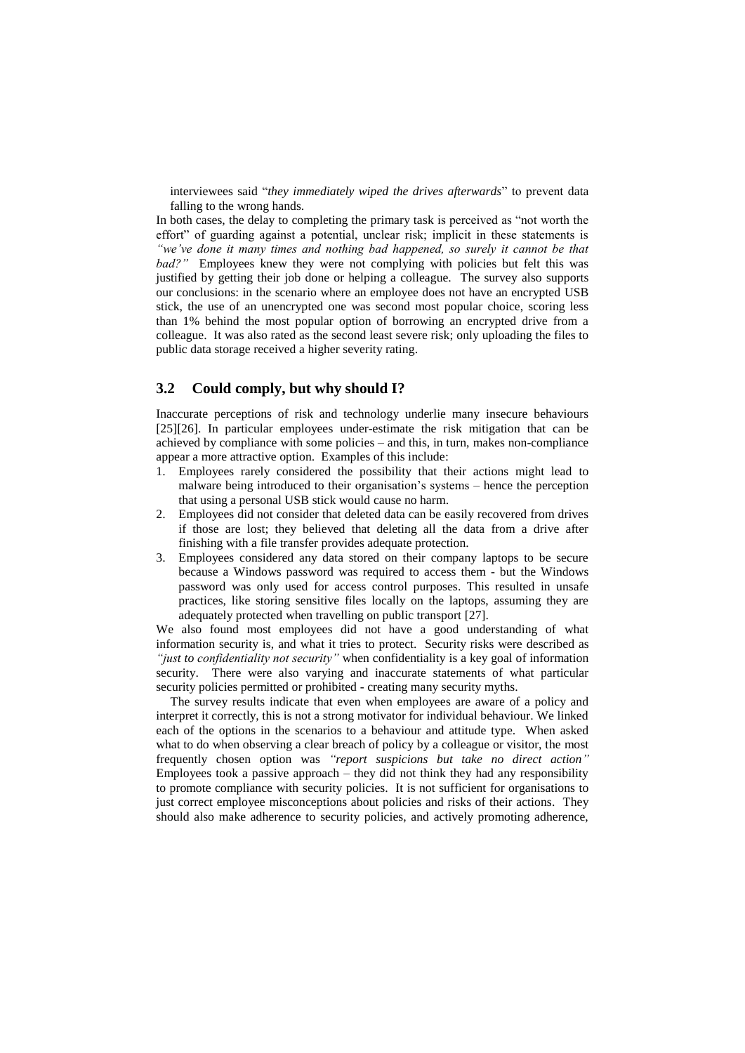interviewees said "*they immediately wiped the drives afterwards*" to prevent data falling to the wrong hands.

In both cases, the delay to completing the primary task is perceived as "not worth the effort" of guarding against a potential, unclear risk; implicit in these statements is *"we've done it many times and nothing bad happened, so surely it cannot be that bad?"* Employees knew they were not complying with policies but felt this was justified by getting their job done or helping a colleague. The survey also supports our conclusions: in the scenario where an employee does not have an encrypted USB stick, the use of an unencrypted one was second most popular choice, scoring less than 1% behind the most popular option of borrowing an encrypted drive from a colleague. It was also rated as the second least severe risk; only uploading the files to public data storage received a higher severity rating.

## 3.2 Could comply, but why should I?

Inaccurate perceptions of risk and technology underlie many insecure behaviours [25][26]. In particular employees under-estimate the risk mitigation that can be achieved by compliance with some policies – and this, in turn, makes non-compliance appear a more attractive option. Examples of this include:

1. Employees rarely considered the possibility that their actions might lead to malware being introduced to their organisation's systems – hence the perception that using a personal USB stick would cause no harm.
2. Employees did not consider that deleted data can be easily recovered from drives if those are lost; they believed that deleting all the data from a drive after finishing with a file transfer provides adequate protection.
3. Employees considered any data stored on their company laptops to be secure because a Windows password was required to access them - but the Windows password was only used for access control purposes. This resulted in unsafe practices, like storing sensitive files locally on the laptops, assuming they are adequately protected when travelling on public transport [27].

We also found most employees did not have a good understanding of what information security is, and what it tries to protect. Security risks were described as *"just to confidentiality not security"* when confidentiality is a key goal of information security. There were also varying and inaccurate statements of what particular security policies permitted or prohibited - creating many security myths.

The survey results indicate that even when employees are aware of a policy and interpret it correctly, this is not a strong motivator for individual behaviour. We linked each of the options in the scenarios to a behaviour and attitude type. When asked what to do when observing a clear breach of policy by a colleague or visitor, the most frequently chosen option was *"report suspicions but take no direct action"* Employees took a passive approach – they did not think they had any responsibility to promote compliance with security policies. It is not sufficient for organisations to just correct employee misconceptions about policies and risks of their actions. They should also make adherence to security policies, and actively promoting adherence,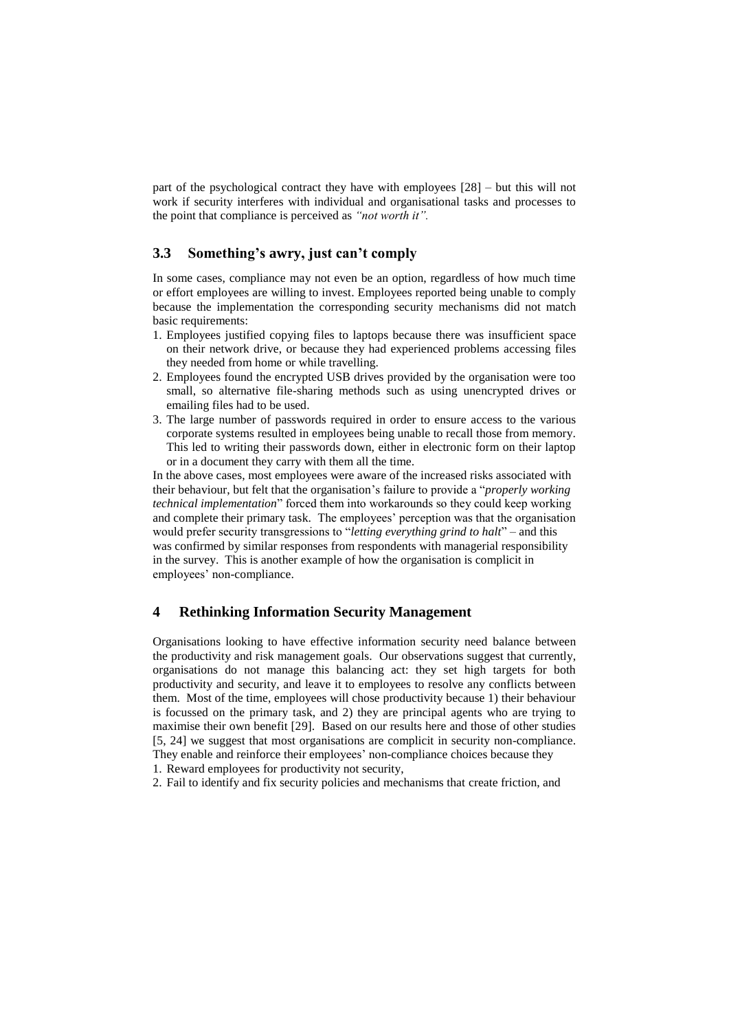part of the psychological contract they have with employees [28] – but this will not work if security interferes with individual and organisational tasks and processes to the point that compliance is perceived as *"not worth it".*

## 3.3 Something's awry, just can't comply

In some cases, compliance may not even be an option, regardless of how much time or effort employees are willing to invest. Employees reported being unable to comply because the implementation the corresponding security mechanisms did not match basic requirements:

1. Employees justified copying files to laptops because there was insufficient space on their network drive, or because they had experienced problems accessing files they needed from home or while travelling.
2. Employees found the encrypted USB drives provided by the organisation were too small, so alternative file-sharing methods such as using unencrypted drives or emailing files had to be used.
3. The large number of passwords required in order to ensure access to the various corporate systems resulted in employees being unable to recall those from memory. This led to writing their passwords down, either in electronic form on their laptop or in a document they carry with them all the time.

In the above cases, most employees were aware of the increased risks associated with their behaviour, but felt that the organisation's failure to provide a "*properly working technical implementation*" forced them into workarounds so they could keep working and complete their primary task. The employees' perception was that the organisation would prefer security transgressions to "*letting everything grind to halt*" – and this was confirmed by similar responses from respondents with managerial responsibility in the survey. This is another example of how the organisation is complicit in employees' non-compliance.

# 4 Rethinking Information Security Management

Organisations looking to have effective information security need balance between the productivity and risk management goals. Our observations suggest that currently, organisations do not manage this balancing act: they set high targets for both productivity and security, and leave it to employees to resolve any conflicts between them. Most of the time, employees will chose productivity because 1) their behaviour is focussed on the primary task, and 2) they are principal agents who are trying to maximise their own benefit [29]. Based on our results here and those of other studies [5, 24] we suggest that most organisations are complicit in security non-compliance. They enable and reinforce their employees' non-compliance choices because they

1. Reward employees for productivity not security,
2. Fail to identify and fix security policies and mechanisms that create friction, and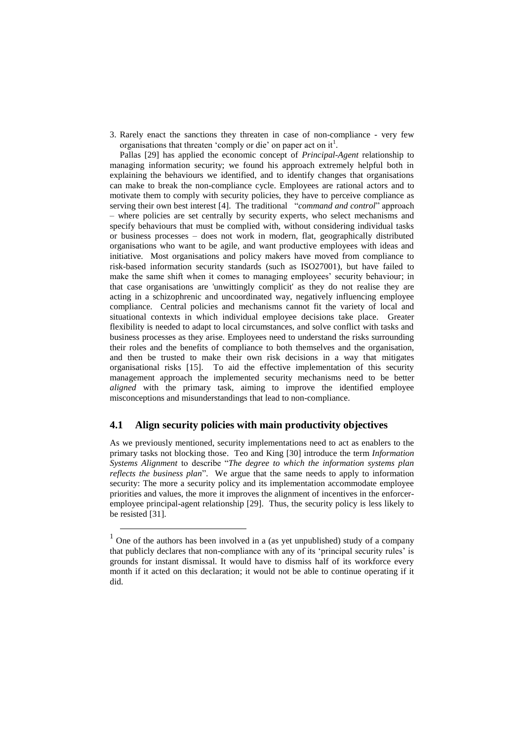3. Rarely enact the sanctions they threaten in case of non-compliance - very few organisations that threaten 'comply or die' on paper act on it[1].

Pallas [29] has applied the economic concept of *Principal-Agent* relationship to managing information security; we found his approach extremely helpful both in explaining the behaviours we identified, and to identify changes that organisations can make to break the non-compliance cycle. Employees are rational actors and to motivate them to comply with security policies, they have to perceive compliance as serving their own best interest [4]. The traditional "*command and control*" approach – where policies are set centrally by security experts, who select mechanisms and specify behaviours that must be complied with, without considering individual tasks or business processes – does not work in modern, flat, geographically distributed organisations who want to be agile, and want productive employees with ideas and initiative. Most organisations and policy makers have moved from compliance to risk-based information security standards (such as ISO27001), but have failed to make the same shift when it comes to managing employees' security behaviour; in that case organisations are 'unwittingly complicit' as they do not realise they are acting in a schizophrenic and uncoordinated way, negatively influencing employee compliance. Central policies and mechanisms cannot fit the variety of local and situational contexts in which individual employee decisions take place. Greater flexibility is needed to adapt to local circumstances, and solve conflict with tasks and business processes as they arise. Employees need to understand the risks surrounding their roles and the benefits of compliance to both themselves and the organisation, and then be trusted to make their own risk decisions in a way that mitigates organisational risks [15]. To aid the effective implementation of this security management approach the implemented security mechanisms need to be better *aligned* with the primary task, aiming to improve the identified employee misconceptions and misunderstandings that lead to non-compliance.

## 4.1 Align security policies with main productivity objectives

As we previously mentioned, security implementations need to act as enablers to the primary tasks not blocking those. Teo and King [30] introduce the term *Information Systems Alignment* to describe "*The degree to which the information systems plan reflects the business plan*". We argue that the same needs to apply to information security: The more a security policy and its implementation accommodate employee priorities and values, the more it improves the alignment of incentives in the enforcer-employee principal-agent relationship [29]. Thus, the security policy is less likely to be resisted [31].

[1] One of the authors has been involved in a (as yet unpublished) study of a company that publicly declares that non-compliance with any of its 'principal security rules' is grounds for instant dismissal. It would have to dismiss half of its workforce every month if it acted on this declaration; it would not be able to continue operating if it did.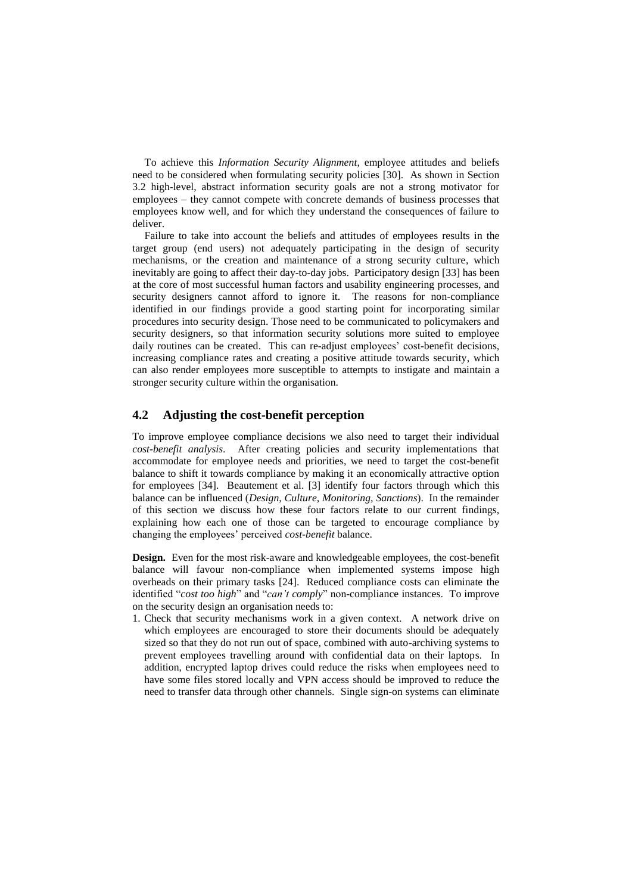To achieve this *Information Security Alignment*, employee attitudes and beliefs need to be considered when formulating security policies [30]. As shown in Section 3.2 high-level, abstract information security goals are not a strong motivator for employees – they cannot compete with concrete demands of business processes that employees know well, and for which they understand the consequences of failure to deliver.

Failure to take into account the beliefs and attitudes of employees results in the target group (end users) not adequately participating in the design of security mechanisms, or the creation and maintenance of a strong security culture, which inevitably are going to affect their day-to-day jobs. Participatory design [33] has been at the core of most successful human factors and usability engineering processes, and security designers cannot afford to ignore it. The reasons for non-compliance identified in our findings provide a good starting point for incorporating similar procedures into security design. Those need to be communicated to policymakers and security designers, so that information security solutions more suited to employee daily routines can be created. This can re-adjust employees' cost-benefit decisions, increasing compliance rates and creating a positive attitude towards security, which can also render employees more susceptible to attempts to instigate and maintain a stronger security culture within the organisation.

## 4.2 Adjusting the cost-benefit perception

To improve employee compliance decisions we also need to target their individual *cost-benefit analysis*. After creating policies and security implementations that accommodate for employee needs and priorities, we need to target the cost-benefit balance to shift it towards compliance by making it an economically attractive option for employees [34]. Beautement et al. [3] identify four factors through which this balance can be influenced (*Design, Culture, Monitoring, Sanctions*). In the remainder of this section we discuss how these four factors relate to our current findings, explaining how each one of those can be targeted to encourage compliance by changing the employees' perceived *cost-benefit* balance.

**Design.** Even for the most risk-aware and knowledgeable employees, the cost-benefit balance will favour non-compliance when implemented systems impose high overheads on their primary tasks [24]. Reduced compliance costs can eliminate the identified "*cost too high*" and "*can't comply*" non-compliance instances. To improve on the security design an organisation needs to:

1. Check that security mechanisms work in a given context. A network drive on which employees are encouraged to store their documents should be adequately sized so that they do not run out of space, combined with auto-archiving systems to prevent employees travelling around with confidential data on their laptops. In addition, encrypted laptop drives could reduce the risks when employees need to have some files stored locally and VPN access should be improved to reduce the need to transfer data through other channels. Single sign-on systems can eliminate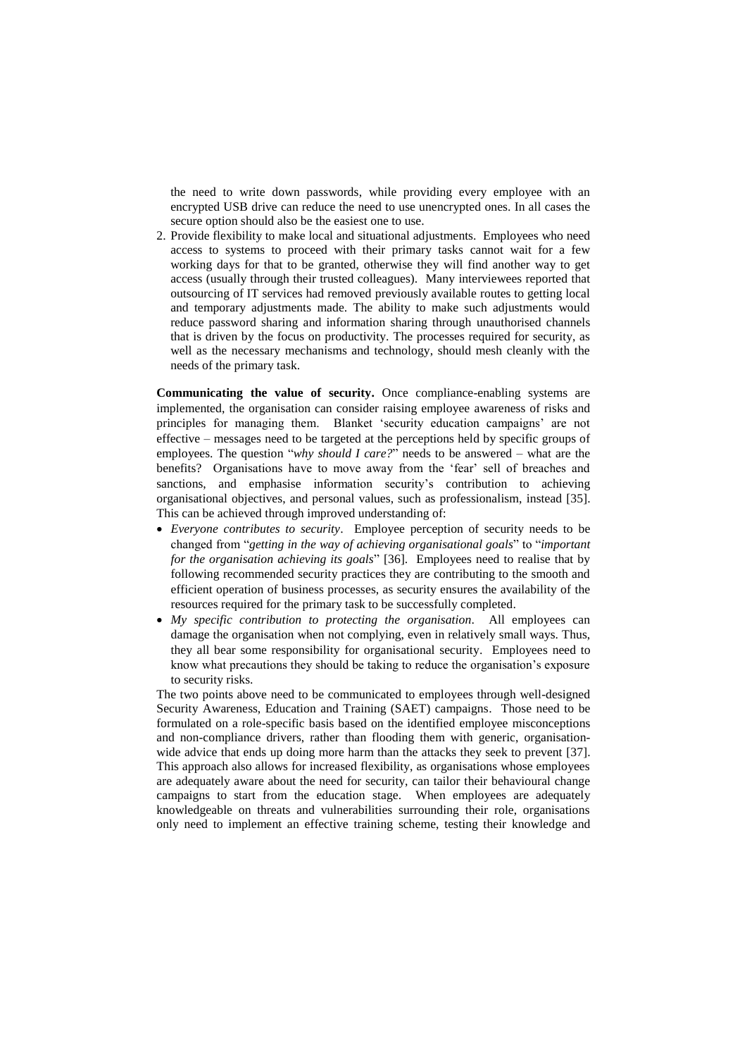the need to write down passwords, while providing every employee with an encrypted USB drive can reduce the need to use unencrypted ones. In all cases the secure option should also be the easiest one to use.

2. Provide flexibility to make local and situational adjustments. Employees who need access to systems to proceed with their primary tasks cannot wait for a few working days for that to be granted, otherwise they will find another way to get access (usually through their trusted colleagues). Many interviewees reported that outsourcing of IT services had removed previously available routes to getting local and temporary adjustments made. The ability to make such adjustments would reduce password sharing and information sharing through unauthorised channels that is driven by the focus on productivity. The processes required for security, as well as the necessary mechanisms and technology, should mesh cleanly with the needs of the primary task.

**Communicating the value of security.** Once compliance-enabling systems are implemented, the organisation can consider raising employee awareness of risks and principles for managing them. Blanket 'security education campaigns' are not effective – messages need to be targeted at the perceptions held by specific groups of employees. The question "*why should I care?*" needs to be answered – what are the benefits? Organisations have to move away from the 'fear' sell of breaches and sanctions, and emphasise information security's contribution to achieving organisational objectives, and personal values, such as professionalism, instead [35]. This can be achieved through improved understanding of:

- *Everyone contributes to security*. Employee perception of security needs to be changed from "*getting in the way of achieving organisational goals*" to "*important for the organisation achieving its goals*" [36]. Employees need to realise that by following recommended security practices they are contributing to the smooth and efficient operation of business processes, as security ensures the availability of the resources required for the primary task to be successfully completed.
- *My specific contribution to protecting the organisation*. All employees can damage the organisation when not complying, even in relatively small ways. Thus, they all bear some responsibility for organisational security. Employees need to know what precautions they should be taking to reduce the organisation's exposure to security risks.

The two points above need to be communicated to employees through well-designed Security Awareness, Education and Training (SAET) campaigns. Those need to be formulated on a role-specific basis based on the identified employee misconceptions and non-compliance drivers, rather than flooding them with generic, organisation-wide advice that ends up doing more harm than the attacks they seek to prevent [37]. This approach also allows for increased flexibility, as organisations whose employees are adequately aware about the need for security, can tailor their behavioural change campaigns to start from the education stage. When employees are adequately knowledgeable on threats and vulnerabilities surrounding their role, organisations only need to implement an effective training scheme, testing their knowledge and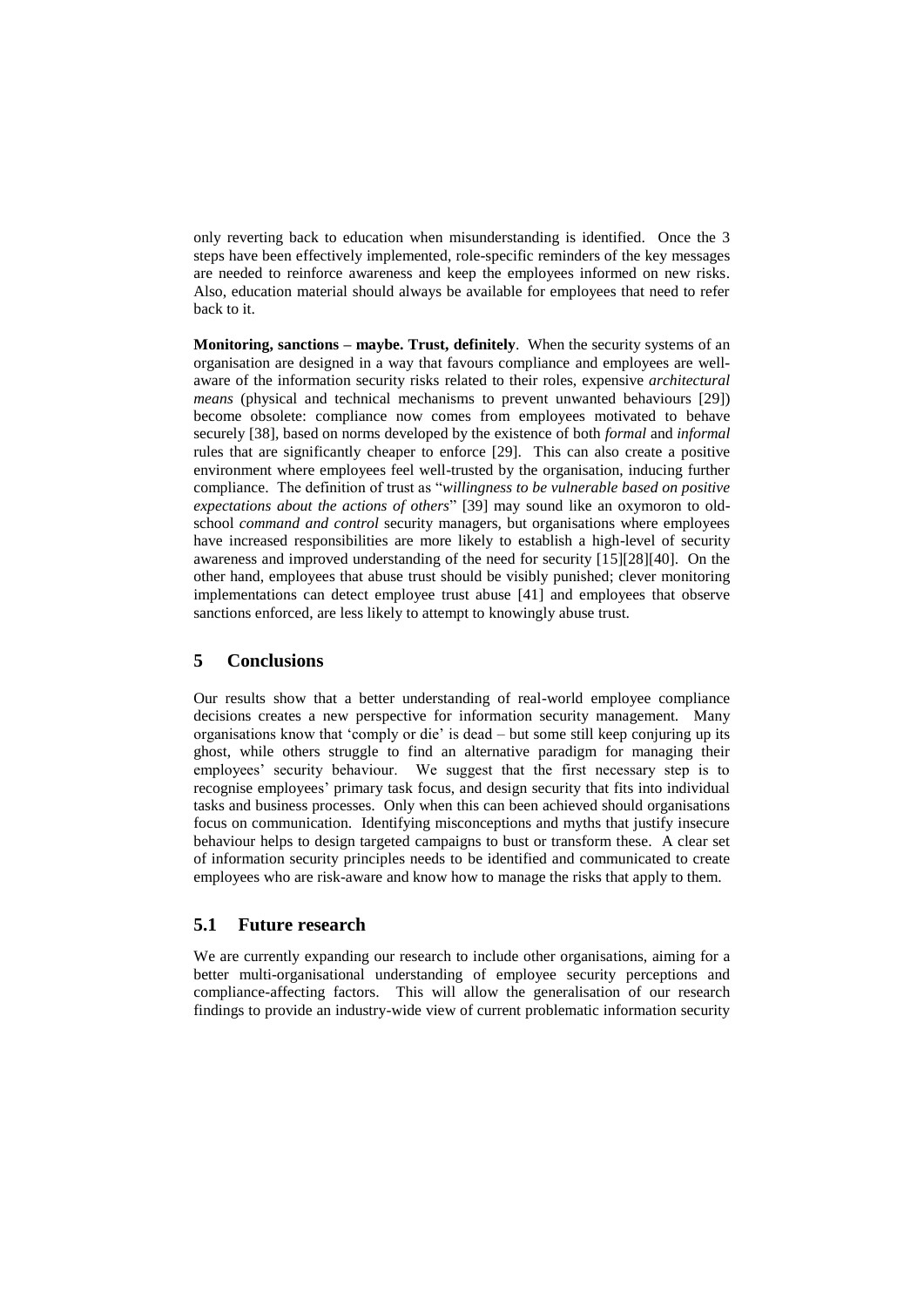only reverting back to education when misunderstanding is identified. Once the 3 steps have been effectively implemented, role-specific reminders of the key messages are needed to reinforce awareness and keep the employees informed on new risks. Also, education material should always be available for employees that need to refer back to it.

**Monitoring, sanctions – maybe. Trust, definitely**. When the security systems of an organisation are designed in a way that favours compliance and employees are well-aware of the information security risks related to their roles, expensive *architectural means* (physical and technical mechanisms to prevent unwanted behaviours [29]) become obsolete: compliance now comes from employees motivated to behave securely [38], based on norms developed by the existence of both *formal* and *informal* rules that are significantly cheaper to enforce [29]. This can also create a positive environment where employees feel well-trusted by the organisation, inducing further compliance. The definition of trust as "*willingness to be vulnerable based on positive expectations about the actions of others*" [39] may sound like an oxymoron to old-school *command and control* security managers, but organisations where employees have increased responsibilities are more likely to establish a high-level of security awareness and improved understanding of the need for security [15][28][40]. On the other hand, employees that abuse trust should be visibly punished; clever monitoring implementations can detect employee trust abuse [41] and employees that observe sanctions enforced, are less likely to attempt to knowingly abuse trust.

## 5 Conclusions

Our results show that a better understanding of real-world employee compliance decisions creates a new perspective for information security management. Many organisations know that 'comply or die' is dead – but some still keep conjuring up its ghost, while others struggle to find an alternative paradigm for managing their employees' security behaviour. We suggest that the first necessary step is to recognise employees' primary task focus, and design security that fits into individual tasks and business processes. Only when this can been achieved should organisations focus on communication. Identifying misconceptions and myths that justify insecure behaviour helps to design targeted campaigns to bust or transform these. A clear set of information security principles needs to be identified and communicated to create employees who are risk-aware and know how to manage the risks that apply to them.

### 5.1 Future research

We are currently expanding our research to include other organisations, aiming for a better multi-organisational understanding of employee security perceptions and compliance-affecting factors. This will allow the generalisation of our research findings to provide an industry-wide view of current problematic information security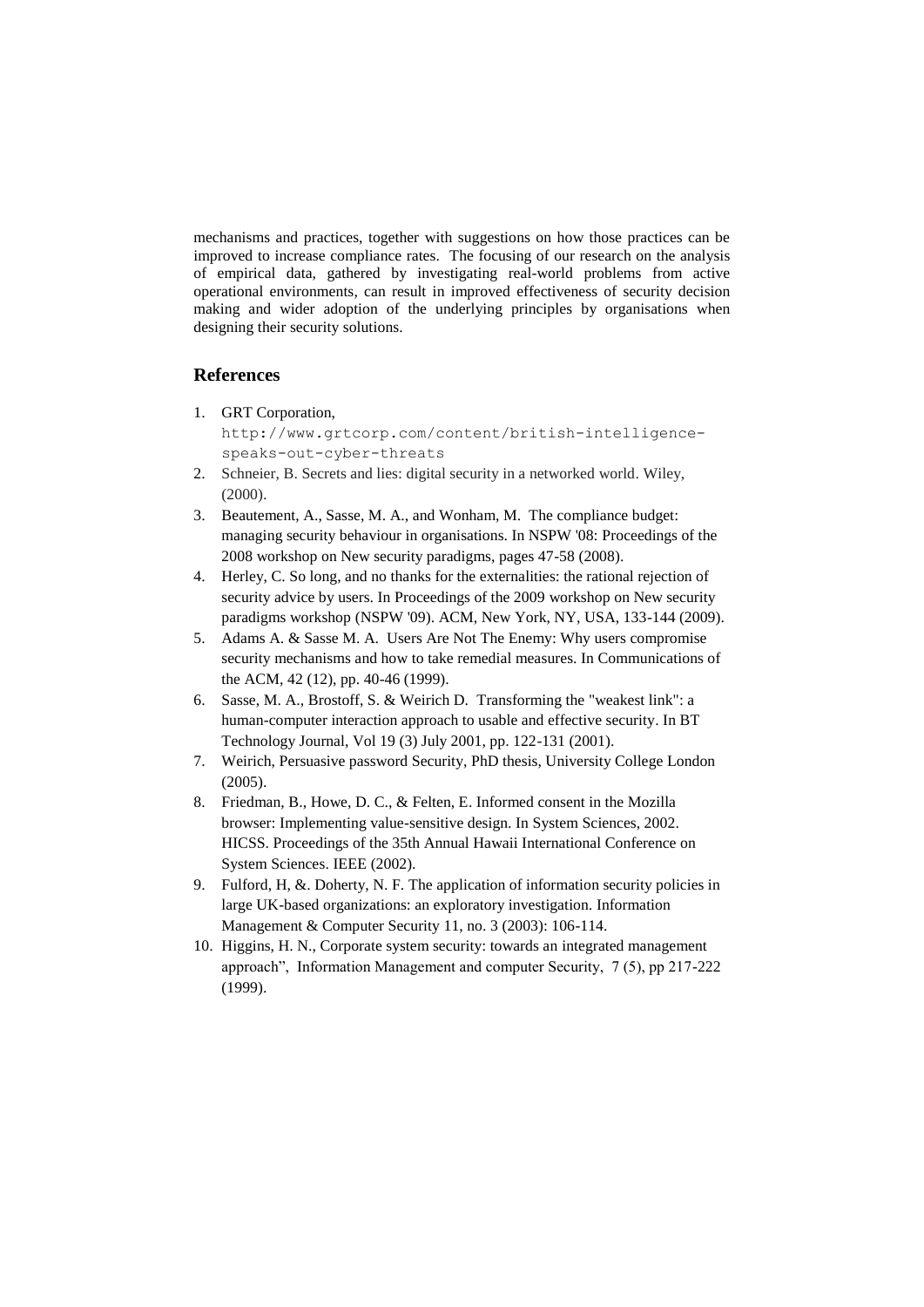mechanisms and practices, together with suggestions on how those practices can be improved to increase compliance rates. The focusing of our research on the analysis of empirical data, gathered by investigating real-world problems from active operational environments, can result in improved effectiveness of security decision making and wider adoption of the underlying principles by organisations when designing their security solutions.

## References

1. GRT Corporation, `http://www.grtcorp.com/content/british-intelligence-speaks-out-cyber-threats`
2. Schneier, B. Secrets and lies: digital security in a networked world. Wiley, (2000).
3. Beautement, A., Sasse, M. A., and Wonham, M. The compliance budget: managing security behaviour in organisations. In NSPW '08: Proceedings of the 2008 workshop on New security paradigms, pages 47-58 (2008).
4. Herley, C. So long, and no thanks for the externalities: the rational rejection of security advice by users. In Proceedings of the 2009 workshop on New security paradigms workshop (NSPW '09). ACM, New York, NY, USA, 133-144 (2009).
5. Adams A. & Sasse M. A. Users Are Not The Enemy: Why users compromise security mechanisms and how to take remedial measures. In Communications of the ACM, 42 (12), pp. 40-46 (1999).
6. Sasse, M. A., Brostoff, S. & Weirich D. Transforming the "weakest link": a human-computer interaction approach to usable and effective security. In BT Technology Journal, Vol 19 (3) July 2001, pp. 122-131 (2001).
7. Weirich, Persuasive password Security, PhD thesis, University College London (2005).
8. Friedman, B., Howe, D. C., & Felten, E. Informed consent in the Mozilla browser: Implementing value-sensitive design. In System Sciences, 2002. HICSS. Proceedings of the 35th Annual Hawaii International Conference on System Sciences. IEEE (2002).
9. Fulford, H, &. Doherty, N. F. The application of information security policies in large UK-based organizations: an exploratory investigation. Information Management & Computer Security 11, no. 3 (2003): 106-114.
10. Higgins, H. N., Corporate system security: towards an integrated management approach", Information Management and computer Security, 7 (5), pp 217-222 (1999).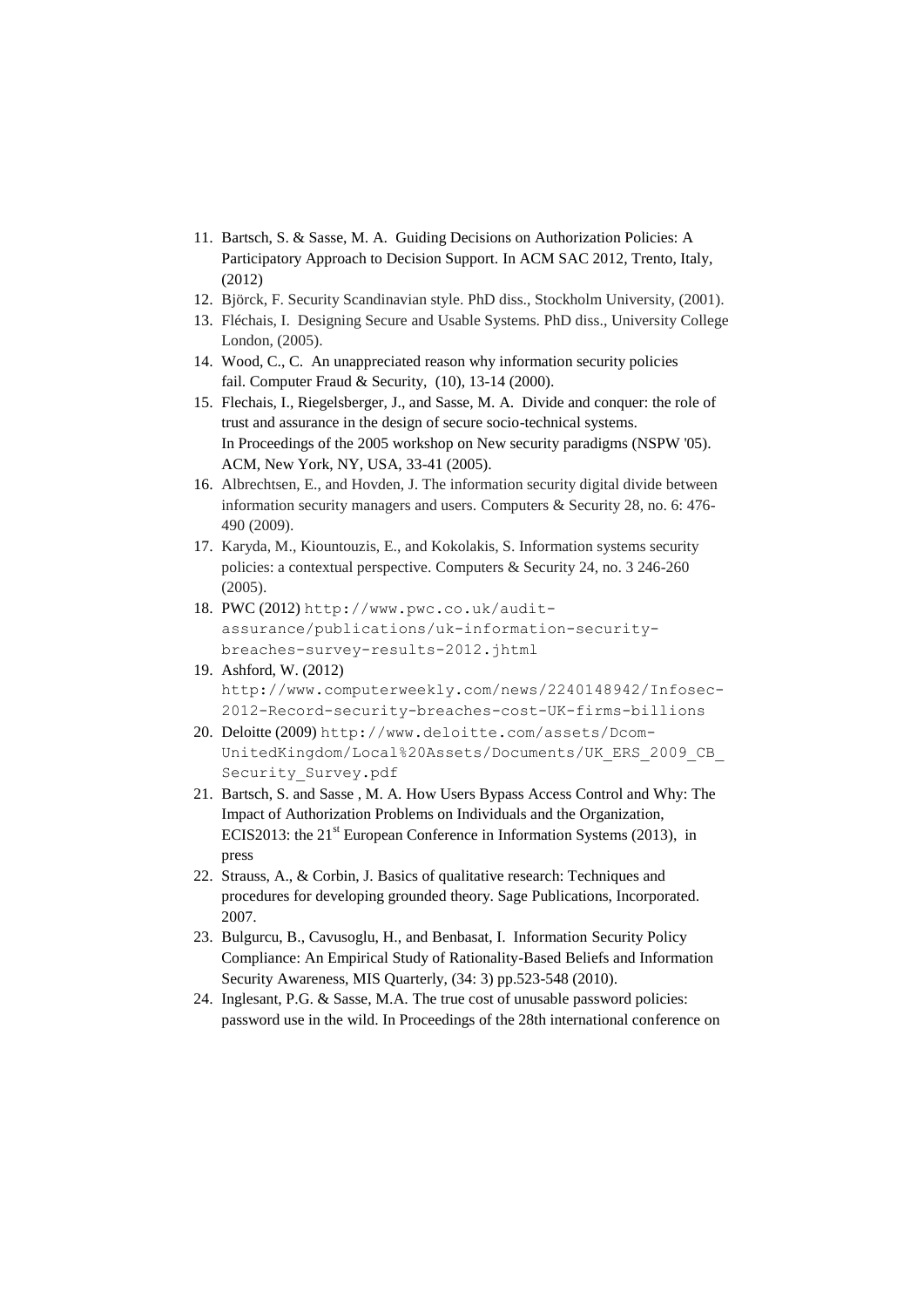11. Bartsch, S. & Sasse, M. A. Guiding Decisions on Authorization Policies: A Participatory Approach to Decision Support. In ACM SAC 2012, Trento, Italy, (2012)
12. Björck, F. Security Scandinavian style. PhD diss., Stockholm University, (2001).
13. Fléchais, I. Designing Secure and Usable Systems. PhD diss., University College London, (2005).
14. Wood, C., C. An unappreciated reason why information security policies fail. Computer Fraud & Security, (10), 13-14 (2000).
15. Flechais, I., Riegelsberger, J., and Sasse, M. A. Divide and conquer: the role of trust and assurance in the design of secure socio-technical systems. In Proceedings of the 2005 workshop on New security paradigms (NSPW '05). ACM, New York, NY, USA, 33-41 (2005).
16. Albrechtsen, E., and Hovden, J. The information security digital divide between information security managers and users. Computers & Security 28, no. 6: 476-490 (2009).
17. Karyda, M., Kiountouzis, E., and Kokolakis, S. Information systems security policies: a contextual perspective. Computers & Security 24, no. 3 246-260 (2005).
18. PWC (2012) http://www.pwc.co.uk/audit-assurance/publications/uk-information-security-breaches-survey-results-2012.jhtml
19. Ashford, W. (2012) http://www.computerweekly.com/news/2240148942/Infosec-2012-Record-security-breaches-cost-UK-firms-billions
20. Deloitte (2009) http://www.deloitte.com/assets/Dcom-UnitedKingdom/Local%20Assets/Documents/UK_ERS_2009_CB_Security_Survey.pdf
21. Bartsch, S. and Sasse , M. A. How Users Bypass Access Control and Why: The Impact of Authorization Problems on Individuals and the Organization, ECIS2013: the 21st European Conference in Information Systems (2013), in press
22. Strauss, A., & Corbin, J. Basics of qualitative research: Techniques and procedures for developing grounded theory. Sage Publications, Incorporated. 2007.
23. Bulgurcu, B., Cavusoglu, H., and Benbasat, I. Information Security Policy Compliance: An Empirical Study of Rationality-Based Beliefs and Information Security Awareness, MIS Quarterly, (34: 3) pp.523-548 (2010).
24. Inglesant, P.G. & Sasse, M.A. The true cost of unusable password policies: password use in the wild. In Proceedings of the 28th international conference on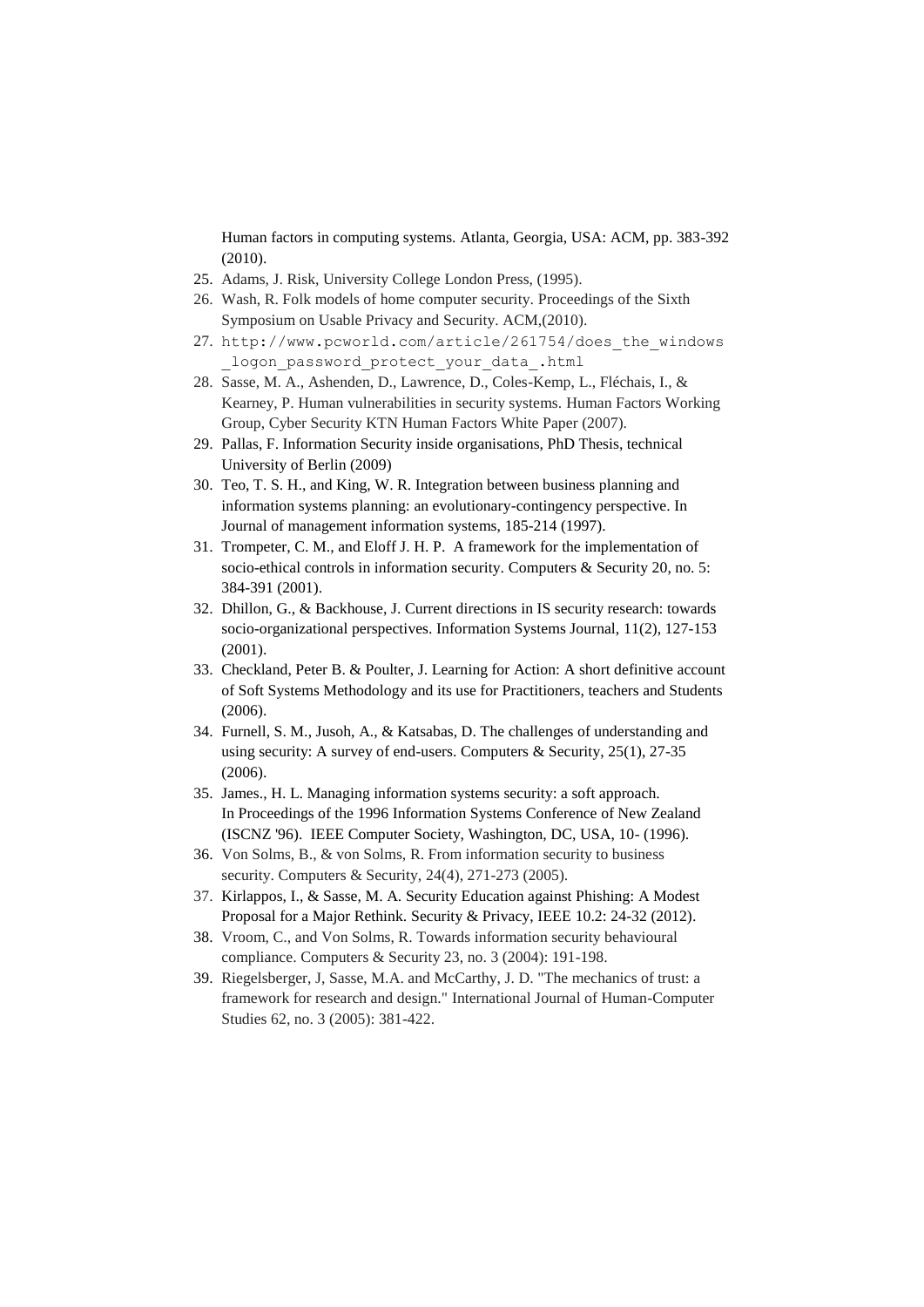Human factors in computing systems. Atlanta, Georgia, USA: ACM, pp. 383-392 (2010).

25. Adams, J. Risk, University College London Press, (1995).
26. Wash, R. Folk models of home computer security. Proceedings of the Sixth Symposium on Usable Privacy and Security. ACM,(2010).
27. http://www.pcworld.com/article/261754/does_the_windows_logon_password_protect_your_data_.html
28. Sasse, M. A., Ashenden, D., Lawrence, D., Coles-Kemp, L., Fléchais, I., & Kearney, P. Human vulnerabilities in security systems. Human Factors Working Group, Cyber Security KTN Human Factors White Paper (2007).
29. Pallas, F. Information Security inside organisations, PhD Thesis, technical University of Berlin (2009)
30. Teo, T. S. H., and King, W. R. Integration between business planning and information systems planning: an evolutionary-contingency perspective. In Journal of management information systems, 185-214 (1997).
31. Trompeter, C. M., and Eloff J. H. P. A framework for the implementation of socio-ethical controls in information security. Computers & Security 20, no. 5: 384-391 (2001).
32. Dhillon, G., & Backhouse, J. Current directions in IS security research: towards socio-organizational perspectives. Information Systems Journal, 11(2), 127-153 (2001).
33. Checkland, Peter B. & Poulter, J. Learning for Action: A short definitive account of Soft Systems Methodology and its use for Practitioners, teachers and Students (2006).
34. Furnell, S. M., Jusoh, A., & Katsabas, D. The challenges of understanding and using security: A survey of end-users. Computers & Security, 25(1), 27-35 (2006).
35. James., H. L. Managing information systems security: a soft approach. In Proceedings of the 1996 Information Systems Conference of New Zealand (ISCNZ '96). IEEE Computer Society, Washington, DC, USA, 10- (1996).
36. Von Solms, B., & von Solms, R. From information security to business security. Computers & Security, 24(4), 271-273 (2005).
37. Kirlappos, I., & Sasse, M. A. Security Education against Phishing: A Modest Proposal for a Major Rethink. Security & Privacy, IEEE 10.2: 24-32 (2012).
38. Vroom, C., and Von Solms, R. Towards information security behavioural compliance. Computers & Security 23, no. 3 (2004): 191-198.
39. Riegelsberger, J, Sasse, M.A. and McCarthy, J. D. "The mechanics of trust: a framework for research and design." International Journal of Human-Computer Studies 62, no. 3 (2005): 381-422.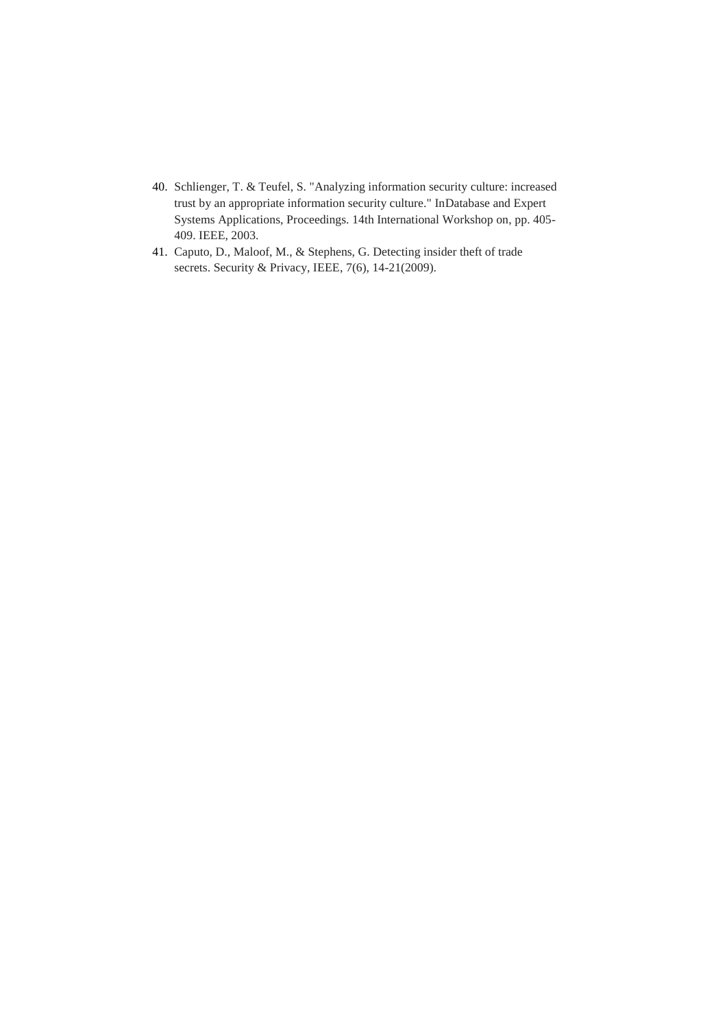40. Schlienger, T. & Teufel, S. "Analyzing information security culture: increased trust by an appropriate information security culture." InDatabase and Expert Systems Applications, Proceedings. 14th International Workshop on, pp. 405-409. IEEE, 2003.
41. Caputo, D., Maloof, M., & Stephens, G. Detecting insider theft of trade secrets. Security & Privacy, IEEE, 7(6), 14-21(2009).